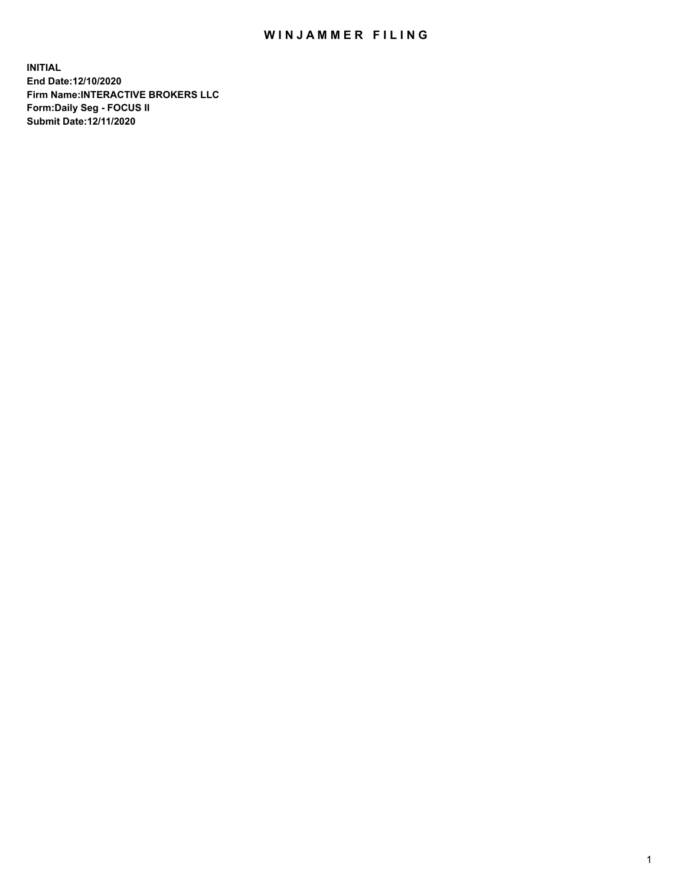# WINJAMMER FILING

**INITIAL**
**End Date:12/10/2020**
**Firm Name:INTERACTIVE BROKERS LLC**
**Form:Daily Seg - FOCUS II**
**Submit Date:12/11/2020**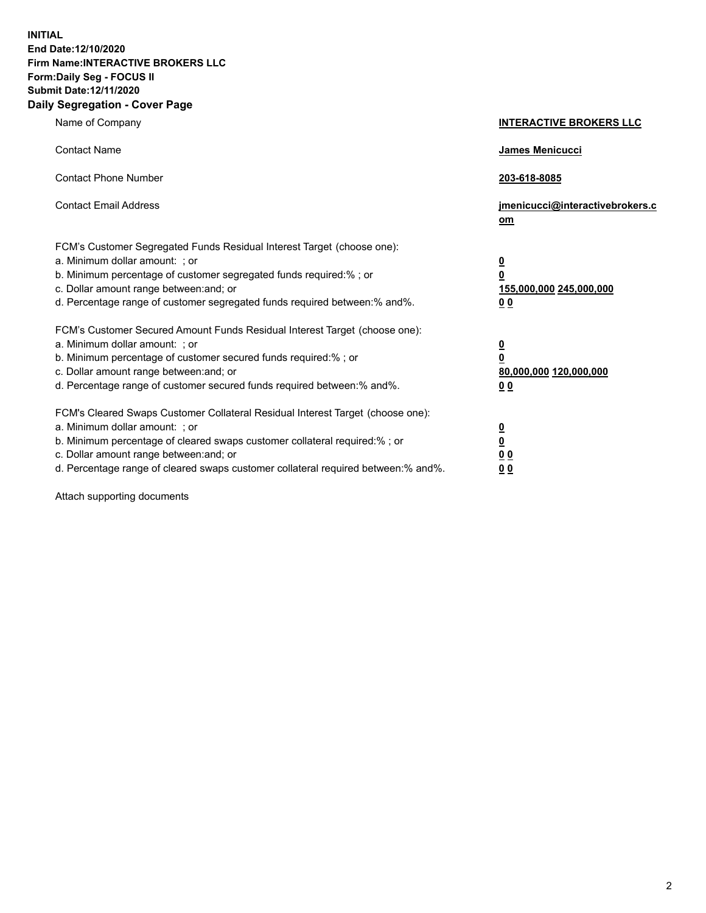**INITIAL**
**End Date:12/10/2020**
**Firm Name:INTERACTIVE BROKERS LLC**
**Form:Daily Seg - FOCUS II**
**Submit Date:12/11/2020**
**Daily Segregation - Cover Page**

| | |
|---|---|
| Name of Company | **INTERACTIVE BROKERS LLC** |
| Contact Name | **James Menicucci** |
| Contact Phone Number | **203-618-8085** |
| Contact Email Address | **jmenicucci@interactivebrokers.com** |
| FCM's Customer Segregated Funds Residual Interest Target (choose one): | |
| a. Minimum dollar amount: ; or | **0** |
| b. Minimum percentage of customer segregated funds required:% ; or | **0** |
| c. Dollar amount range between:and; or | **155,000,000 245,000,000** |
| d. Percentage range of customer segregated funds required between:% and%. | **0 0** |
| FCM's Customer Secured Amount Funds Residual Interest Target (choose one): | |
| a. Minimum dollar amount: ; or | **0** |
| b. Minimum percentage of customer secured funds required:% ; or | **0** |
| c. Dollar amount range between:and; or | **80,000,000 120,000,000** |
| d. Percentage range of customer secured funds required between:% and%. | **0 0** |
| FCM's Cleared Swaps Customer Collateral Residual Interest Target (choose one): | |
| a. Minimum dollar amount: ; or | **0** |
| b. Minimum percentage of cleared swaps customer collateral required:% ; or | **0** |
| c. Dollar amount range between:and; or | **0 0** |
| d. Percentage range of cleared swaps customer collateral required between:% and%. | **0 0** |

Attach supporting documents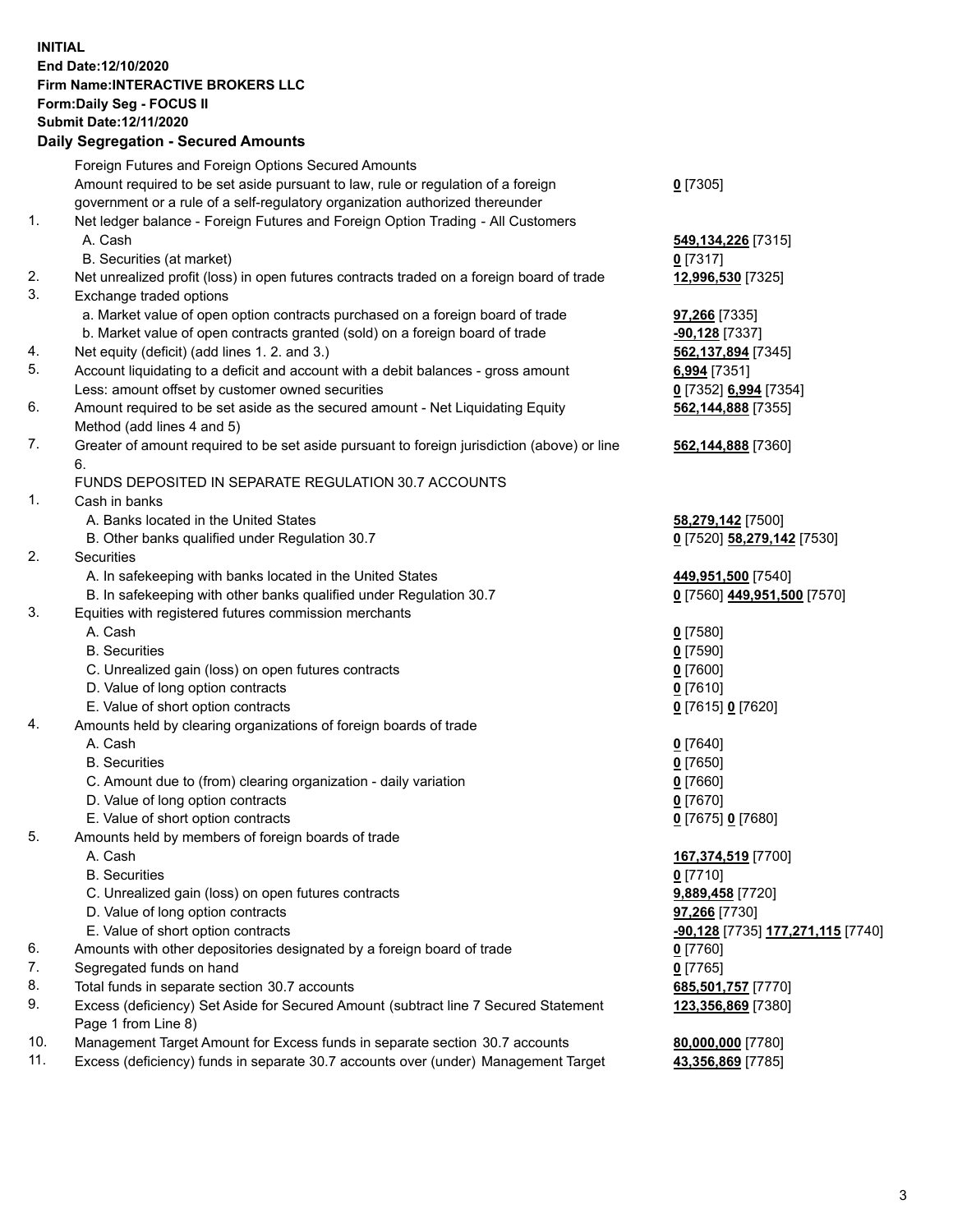**INITIAL**
**End Date:12/10/2020**
**Firm Name:INTERACTIVE BROKERS LLC**
**Form:Daily Seg - FOCUS II**
**Submit Date:12/11/2020**

### Daily Segregation - Secured Amounts

| | | |
|---|---|---|
| | Foreign Futures and Foreign Options Secured Amounts | |
| | Amount required to be set aside pursuant to law, rule or regulation of a foreign government or a rule of a self-regulatory organization authorized thereunder | **0** [7305] |
| 1. | Net ledger balance - Foreign Futures and Foreign Option Trading - All Customers | |
| | A. Cash | **549,134,226** [7315] |
| | B. Securities (at market) | **0** [7317] |
| 2. | Net unrealized profit (loss) in open futures contracts traded on a foreign board of trade | **12,996,530** [7325] |
| 3. | Exchange traded options | |
| | a. Market value of open option contracts purchased on a foreign board of trade | **97,266** [7335] |
| | b. Market value of open contracts granted (sold) on a foreign board of trade | **-90,128** [7337] |
| 4. | Net equity (deficit) (add lines 1. 2. and 3.) | **562,137,894** [7345] |
| 5. | Account liquidating to a deficit and account with a debit balances - gross amount | **6,994** [7351] |
| | Less: amount offset by customer owned securities | **0** [7352] **6,994** [7354] |
| 6. | Amount required to be set aside as the secured amount - Net Liquidating Equity Method (add lines 4 and 5) | **562,144,888** [7355] |
| 7. | Greater of amount required to be set aside pursuant to foreign jurisdiction (above) or line 6. | **562,144,888** [7360] |
| | FUNDS DEPOSITED IN SEPARATE REGULATION 30.7 ACCOUNTS | |
| 1. | Cash in banks | |
| | A. Banks located in the United States | **58,279,142** [7500] |
| | B. Other banks qualified under Regulation 30.7 | **0** [7520] **58,279,142** [7530] |
| 2. | Securities | |
| | A. In safekeeping with banks located in the United States | **449,951,500** [7540] |
| | B. In safekeeping with other banks qualified under Regulation 30.7 | **0** [7560] **449,951,500** [7570] |
| 3. | Equities with registered futures commission merchants | |
| | A. Cash | **0** [7580] |
| | B. Securities | **0** [7590] |
| | C. Unrealized gain (loss) on open futures contracts | **0** [7600] |
| | D. Value of long option contracts | **0** [7610] |
| | E. Value of short option contracts | **0** [7615] **0** [7620] |
| 4. | Amounts held by clearing organizations of foreign boards of trade | |
| | A. Cash | **0** [7640] |
| | B. Securities | **0** [7650] |
| | C. Amount due to (from) clearing organization - daily variation | **0** [7660] |
| | D. Value of long option contracts | **0** [7670] |
| | E. Value of short option contracts | **0** [7675] **0** [7680] |
| 5. | Amounts held by members of foreign boards of trade | |
| | A. Cash | **167,374,519** [7700] |
| | B. Securities | **0** [7710] |
| | C. Unrealized gain (loss) on open futures contracts | **9,889,458** [7720] |
| | D. Value of long option contracts | **97,266** [7730] |
| | E. Value of short option contracts | **-90,128** [7735] **177,271,115** [7740] |
| 6. | Amounts with other depositories designated by a foreign board of trade | **0** [7760] |
| 7. | Segregated funds on hand | **0** [7765] |
| 8. | Total funds in separate section 30.7 accounts | **685,501,757** [7770] |
| 9. | Excess (deficiency) Set Aside for Secured Amount (subtract line 7 Secured Statement Page 1 from Line 8) | **123,356,869** [7380] |
| 10. | Management Target Amount for Excess funds in separate section 30.7 accounts | **80,000,000** [7780] |
| 11. | Excess (deficiency) funds in separate 30.7 accounts over (under) Management Target | **43,356,869** [7785] |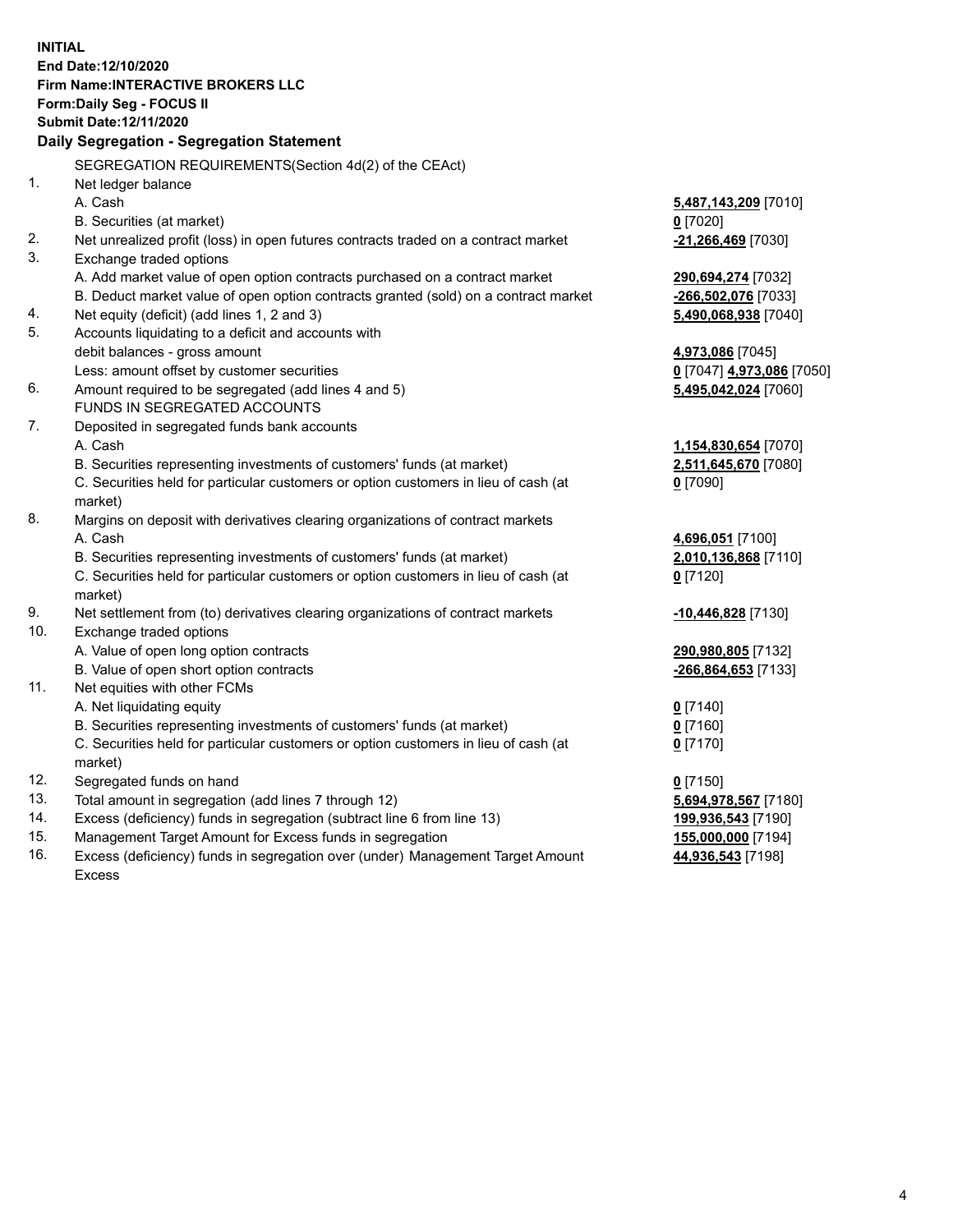**INITIAL**
**End Date:12/10/2020**
**Firm Name:INTERACTIVE BROKERS LLC**
**Form:Daily Seg - FOCUS II**
**Submit Date:12/11/2020**

**Daily Segregation - Segregation Statement**

SEGREGATION REQUIREMENTS(Section 4d(2) of the CEAct)

| | | |
|---|---|---|
| 1. | Net ledger balance | |
| | A. Cash | **5,487,143,209** [7010] |
| | B. Securities (at market) | **0** [7020] |
| 2. | Net unrealized profit (loss) in open futures contracts traded on a contract market | **-21,266,469** [7030] |
| 3. | Exchange traded options | |
| | A. Add market value of open option contracts purchased on a contract market | **290,694,274** [7032] |
| | B. Deduct market value of open option contracts granted (sold) on a contract market | **-266,502,076** [7033] |
| 4. | Net equity (deficit) (add lines 1, 2 and 3) | **5,490,068,938** [7040] |
| 5. | Accounts liquidating to a deficit and accounts with debit balances - gross amount | **4,973,086** [7045] |
| | Less: amount offset by customer securities | **0** [7047] **4,973,086** [7050] |
| 6. | Amount required to be segregated (add lines 4 and 5) | **5,495,042,024** [7060] |
| | FUNDS IN SEGREGATED ACCOUNTS | |
| 7. | Deposited in segregated funds bank accounts | |
| | A. Cash | **1,154,830,654** [7070] |
| | B. Securities representing investments of customers' funds (at market) | **2,511,645,670** [7080] |
| | C. Securities held for particular customers or option customers in lieu of cash (at market) | **0** [7090] |
| 8. | Margins on deposit with derivatives clearing organizations of contract markets | |
| | A. Cash | **4,696,051** [7100] |
| | B. Securities representing investments of customers' funds (at market) | **2,010,136,868** [7110] |
| | C. Securities held for particular customers or option customers in lieu of cash (at market) | **0** [7120] |
| 9. | Net settlement from (to) derivatives clearing organizations of contract markets | **-10,446,828** [7130] |
| 10. | Exchange traded options | |
| | A. Value of open long option contracts | **290,980,805** [7132] |
| | B. Value of open short option contracts | **-266,864,653** [7133] |
| 11. | Net equities with other FCMs | |
| | A. Net liquidating equity | **0** [7140] |
| | B. Securities representing investments of customers' funds (at market) | **0** [7160] |
| | C. Securities held for particular customers or option customers in lieu of cash (at market) | **0** [7170] |
| 12. | Segregated funds on hand | **0** [7150] |
| 13. | Total amount in segregation (add lines 7 through 12) | **5,694,978,567** [7180] |
| 14. | Excess (deficiency) funds in segregation (subtract line 6 from line 13) | **199,936,543** [7190] |
| 15. | Management Target Amount for Excess funds in segregation | **155,000,000** [7194] |
| 16. | Excess (deficiency) funds in segregation over (under) Management Target Amount Excess | **44,936,543** [7198] |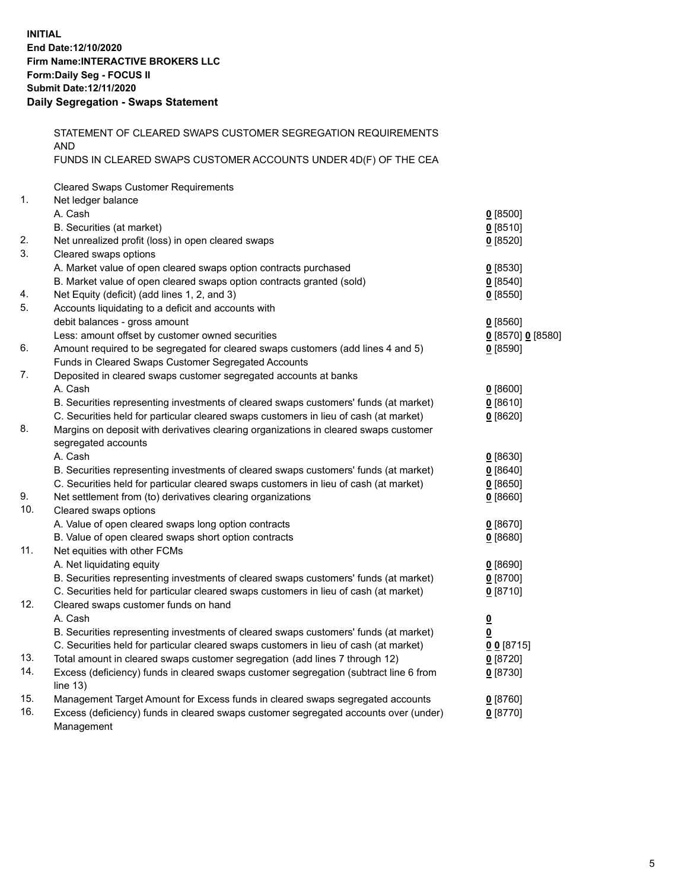**INITIAL**
**End Date:12/10/2020**
**Firm Name:INTERACTIVE BROKERS LLC**
**Form:Daily Seg - FOCUS II**
**Submit Date:12/11/2020**
**Daily Segregation - Swaps Statement**

STATEMENT OF CLEARED SWAPS CUSTOMER SEGREGATION REQUIREMENTS AND FUNDS IN CLEARED SWAPS CUSTOMER ACCOUNTS UNDER 4D(F) OF THE CEA

| | | |
|---|---|---|
| | Cleared Swaps Customer Requirements | |
| 1. | Net ledger balance | |
| | A. Cash | 0 [8500] |
| | B. Securities (at market) | 0 [8510] |
| 2. | Net unrealized profit (loss) in open cleared swaps | 0 [8520] |
| 3. | Cleared swaps options | |
| | A. Market value of open cleared swaps option contracts purchased | 0 [8530] |
| | B. Market value of open cleared swaps option contracts granted (sold) | 0 [8540] |
| 4. | Net Equity (deficit) (add lines 1, 2, and 3) | 0 [8550] |
| 5. | Accounts liquidating to a deficit and accounts with debit balances - gross amount | 0 [8560] |
| | Less: amount offset by customer owned securities | 0 [8570] 0 [8580] |
| 6. | Amount required to be segregated for cleared swaps customers (add lines 4 and 5) | 0 [8590] |
| | Funds in Cleared Swaps Customer Segregated Accounts | |
| 7. | Deposited in cleared swaps customer segregated accounts at banks | |
| | A. Cash | 0 [8600] |
| | B. Securities representing investments of cleared swaps customers' funds (at market) | 0 [8610] |
| | C. Securities held for particular cleared swaps customers in lieu of cash (at market) | 0 [8620] |
| 8. | Margins on deposit with derivatives clearing organizations in cleared swaps customer segregated accounts | |
| | A. Cash | 0 [8630] |
| | B. Securities representing investments of cleared swaps customers' funds (at market) | 0 [8640] |
| | C. Securities held for particular cleared swaps customers in lieu of cash (at market) | 0 [8650] |
| 9. | Net settlement from (to) derivatives clearing organizations | 0 [8660] |
| 10. | Cleared swaps options | |
| | A. Value of open cleared swaps long option contracts | 0 [8670] |
| | B. Value of open cleared swaps short option contracts | 0 [8680] |
| 11. | Net equities with other FCMs | |
| | A. Net liquidating equity | 0 [8690] |
| | B. Securities representing investments of cleared swaps customers' funds (at market) | 0 [8700] |
| | C. Securities held for particular cleared swaps customers in lieu of cash (at market) | 0 [8710] |
| 12. | Cleared swaps customer funds on hand | |
| | A. Cash | 0 |
| | B. Securities representing investments of cleared swaps customers' funds (at market) | 0 |
| | C. Securities held for particular cleared swaps customers in lieu of cash (at market) | 0 0 [8715] |
| 13. | Total amount in cleared swaps customer segregation (add lines 7 through 12) | 0 [8720] |
| 14. | Excess (deficiency) funds in cleared swaps customer segregation (subtract line 6 from line 13) | 0 [8730] |
| 15. | Management Target Amount for Excess funds in cleared swaps segregated accounts | 0 [8760] |
| 16. | Excess (deficiency) funds in cleared swaps customer segregated accounts over (under) Management | 0 [8770] |